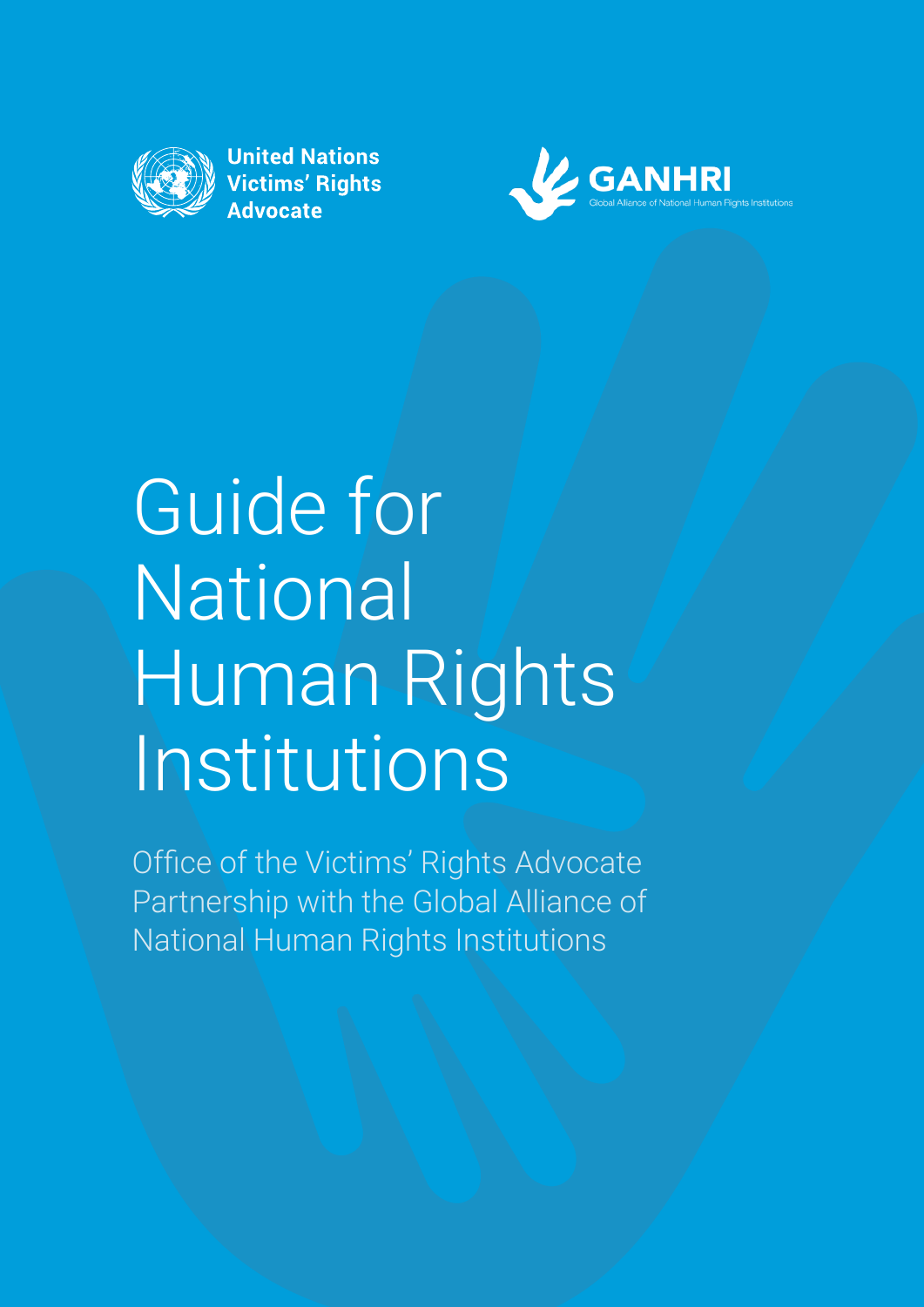United Nations Victims' Rights Advocate

GANHRI
Global Alliance of National Human Rights Institutions

# Guide for National Human Rights Institutions

Office of the Victims' Rights Advocate Partnership with the Global Alliance of National Human Rights Institutions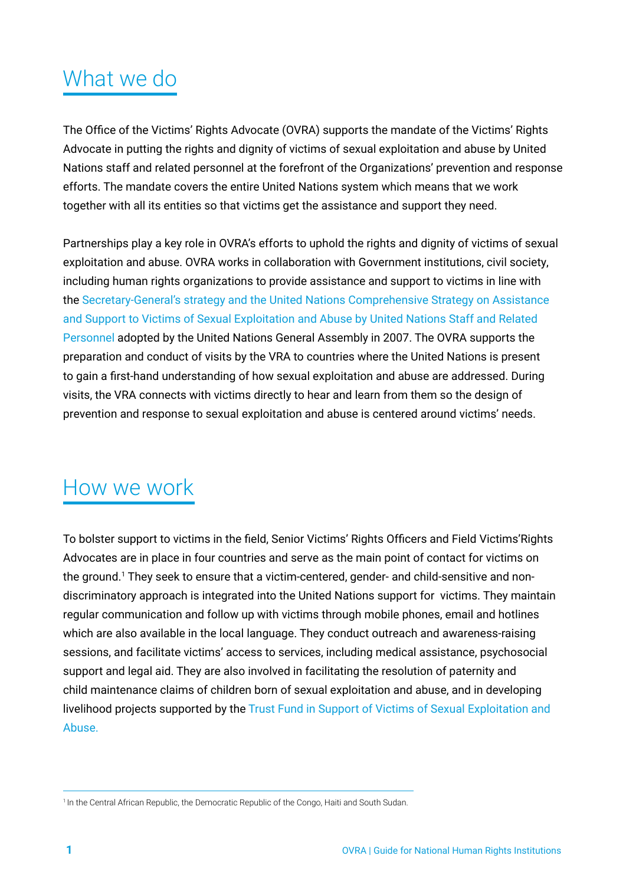# What we do

The Office of the Victims' Rights Advocate (OVRA) supports the mandate of the Victims' Rights Advocate in putting the rights and dignity of victims of sexual exploitation and abuse by United Nations staff and related personnel at the forefront of the Organizations' prevention and response efforts. The mandate covers the entire United Nations system which means that we work together with all its entities so that victims get the assistance and support they need.

Partnerships play a key role in OVRA's efforts to uphold the rights and dignity of victims of sexual exploitation and abuse. OVRA works in collaboration with Government institutions, civil society, including human rights organizations to provide assistance and support to victims in line with the Secretary-General's strategy and the United Nations Comprehensive Strategy on Assistance and Support to Victims of Sexual Exploitation and Abuse by United Nations Staff and Related Personnel adopted by the United Nations General Assembly in 2007. The OVRA supports the preparation and conduct of visits by the VRA to countries where the United Nations is present to gain a first-hand understanding of how sexual exploitation and abuse are addressed. During visits, the VRA connects with victims directly to hear and learn from them so the design of prevention and response to sexual exploitation and abuse is centered around victims' needs.

# How we work

To bolster support to victims in the field, Senior Victims' Rights Officers and Field Victims'Rights Advocates are in place in four countries and serve as the main point of contact for victims on the ground.[1] They seek to ensure that a victim-centered, gender- and child-sensitive and non-discriminatory approach is integrated into the United Nations support for victims. They maintain regular communication and follow up with victims through mobile phones, email and hotlines which are also available in the local language. They conduct outreach and awareness-raising sessions, and facilitate victims' access to services, including medical assistance, psychosocial support and legal aid. They are also involved in facilitating the resolution of paternity and child maintenance claims of children born of sexual exploitation and abuse, and in developing livelihood projects supported by the Trust Fund in Support of Victims of Sexual Exploitation and Abuse.

[1] In the Central African Republic, the Democratic Republic of the Congo, Haiti and South Sudan.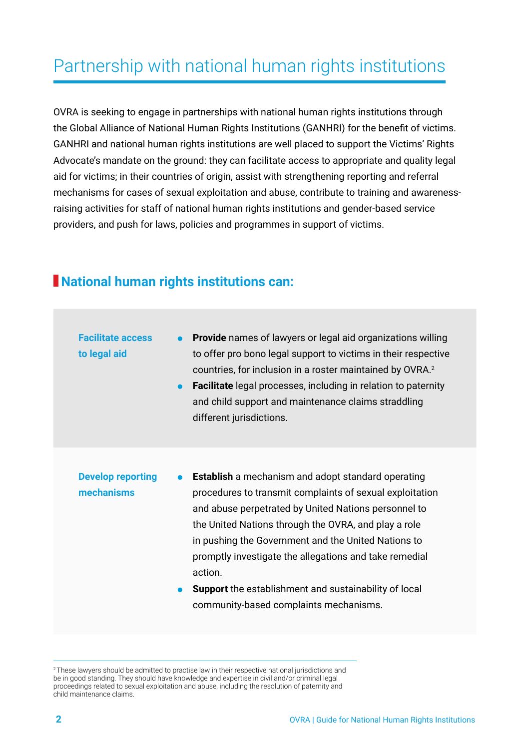# Partnership with national human rights institutions

OVRA is seeking to engage in partnerships with national human rights institutions through the Global Alliance of National Human Rights Institutions (GANHRI) for the benefit of victims. GANHRI and national human rights institutions are well placed to support the Victims' Rights Advocate's mandate on the ground: they can facilitate access to appropriate and quality legal aid for victims; in their countries of origin, assist with strengthening reporting and referral mechanisms for cases of sexual exploitation and abuse, contribute to training and awareness-raising activities for staff of national human rights institutions and gender-based service providers, and push for laws, policies and programmes in support of victims.

## National human rights institutions can:

**Facilitate access to legal aid**

- **Provide** names of lawyers or legal aid organizations willing to offer pro bono legal support to victims in their respective countries, for inclusion in a roster maintained by OVRA.[2]
- **Facilitate** legal processes, including in relation to paternity and child support and maintenance claims straddling different jurisdictions.

**Develop reporting mechanisms**

- **Establish** a mechanism and adopt standard operating procedures to transmit complaints of sexual exploitation and abuse perpetrated by United Nations personnel to the United Nations through the OVRA, and play a role in pushing the Government and the United Nations to promptly investigate the allegations and take remedial action.
- **Support** the establishment and sustainability of local community-based complaints mechanisms.

[2] These lawyers should be admitted to practise law in their respective national jurisdictions and be in good standing. They should have knowledge and expertise in civil and/or criminal legal proceedings related to sexual exploitation and abuse, including the resolution of paternity and child maintenance claims.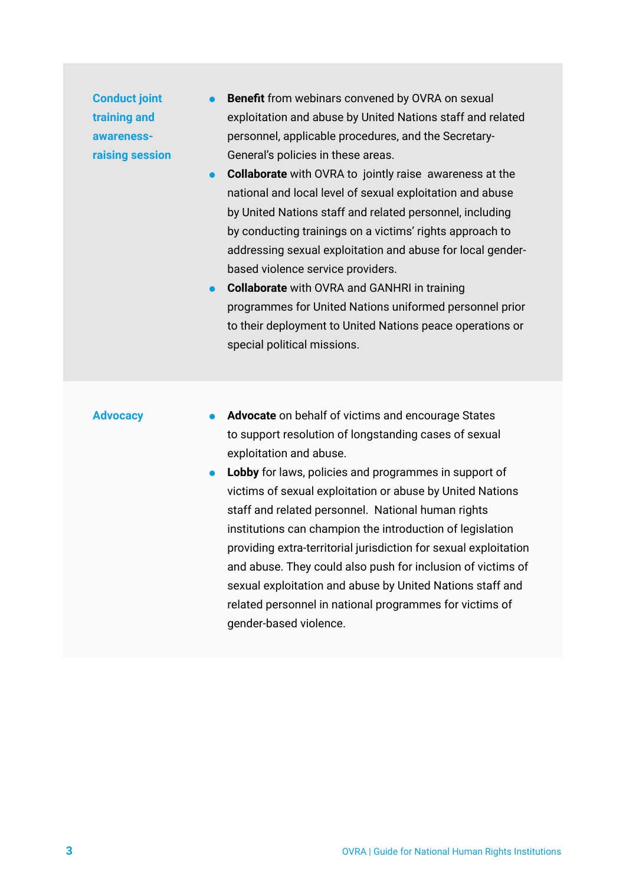| | |
|---|---|
| **Conduct joint training and awareness-raising session** | • **Benefit** from webinars convened by OVRA on sexual exploitation and abuse by United Nations staff and related personnel, applicable procedures, and the Secretary-General's policies in these areas.<br>• **Collaborate** with OVRA to jointly raise awareness at the national and local level of sexual exploitation and abuse by United Nations staff and related personnel, including by conducting trainings on a victims' rights approach to addressing sexual exploitation and abuse for local gender-based violence service providers.<br>• **Collaborate** with OVRA and GANHRI in training programmes for United Nations uniformed personnel prior to their deployment to United Nations peace operations or special political missions. |
| **Advocacy** | • **Advocate** on behalf of victims and encourage States to support resolution of longstanding cases of sexual exploitation and abuse.<br>• **Lobby** for laws, policies and programmes in support of victims of sexual exploitation or abuse by United Nations staff and related personnel. National human rights institutions can champion the introduction of legislation providing extra-territorial jurisdiction for sexual exploitation and abuse. They could also push for inclusion of victims of sexual exploitation and abuse by United Nations staff and related personnel in national programmes for victims of gender-based violence. |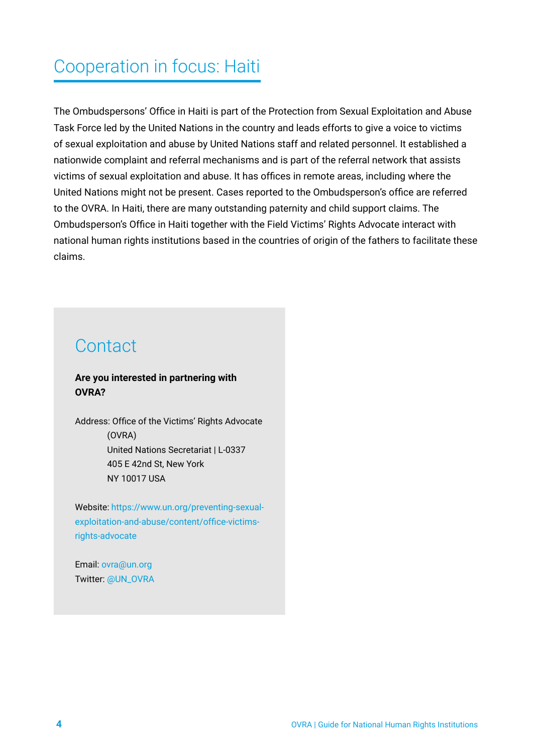## Cooperation in focus: Haiti

The Ombudspersons' Office in Haiti is part of the Protection from Sexual Exploitation and Abuse Task Force led by the United Nations in the country and leads efforts to give a voice to victims of sexual exploitation and abuse by United Nations staff and related personnel. It established a nationwide complaint and referral mechanisms and is part of the referral network that assists victims of sexual exploitation and abuse. It has offices in remote areas, including where the United Nations might not be present. Cases reported to the Ombudsperson's office are referred to the OVRA. In Haiti, there are many outstanding paternity and child support claims. The Ombudsperson's Office in Haiti together with the Field Victims' Rights Advocate interact with national human rights institutions based in the countries of origin of the fathers to facilitate these claims.

## Contact

**Are you interested in partnering with OVRA?**

Address: Office of the Victims' Rights Advocate (OVRA)
United Nations Secretariat | L-0337
405 E 42nd St, New York
NY 10017 USA

Website: https://www.un.org/preventing-sexual-exploitation-and-abuse/content/office-victims-rights-advocate

Email: ovra@un.org
Twitter: @UN_OVRA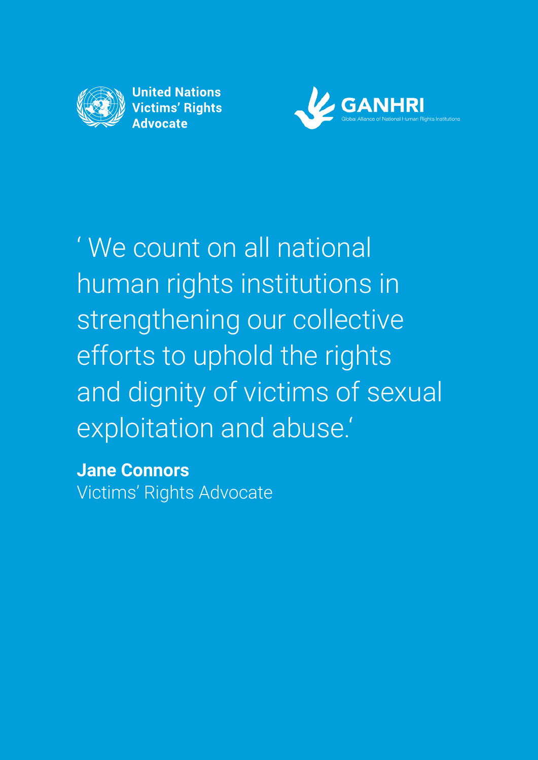United Nations
Victims' Rights
Advocate

GANHRI
Global Alliance of National Human Rights Institutions

' We count on all national human rights institutions in strengthening our collective efforts to uphold the rights and dignity of victims of sexual exploitation and abuse.'

**Jane Connors**
Victims' Rights Advocate